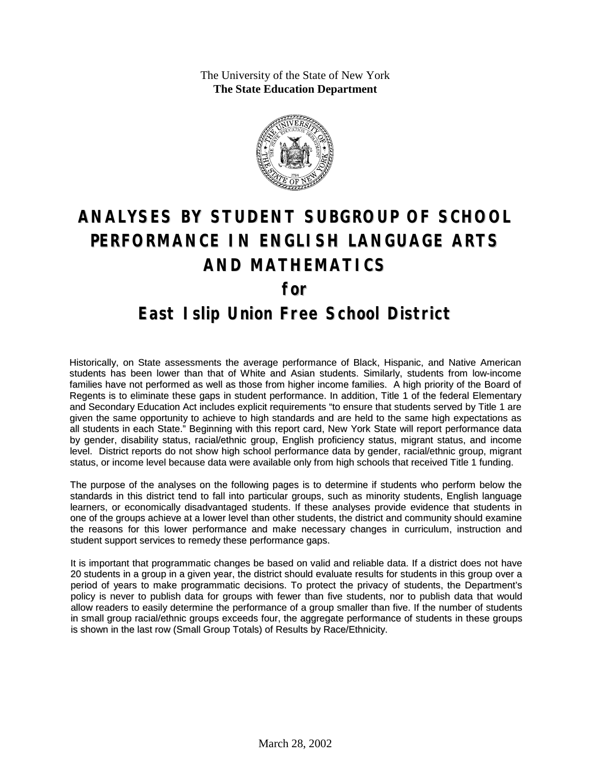The University of the State of New York
**The State Education Department**

# ANALYSES BY STUDENT SUBGROUP OF SCHOOL PERFORMANCE IN ENGLISH LANGUAGE ARTS AND MATHEMATICS

## for

# East Islip Union Free School District

Historically, on State assessments the average performance of Black, Hispanic, and Native American students has been lower than that of White and Asian students. Similarly, students from low-income families have not performed as well as those from higher income families. A high priority of the Board of Regents is to eliminate these gaps in student performance. In addition, Title 1 of the federal Elementary and Secondary Education Act includes explicit requirements "to ensure that students served by Title 1 are given the same opportunity to achieve to high standards and are held to the same high expectations as all students in each State." Beginning with this report card, New York State will report performance data by gender, disability status, racial/ethnic group, English proficiency status, migrant status, and income level. District reports do not show high school performance data by gender, racial/ethnic group, migrant status, or income level because data were available only from high schools that received Title 1 funding.

The purpose of the analyses on the following pages is to determine if students who perform below the standards in this district tend to fall into particular groups, such as minority students, English language learners, or economically disadvantaged students. If these analyses provide evidence that students in one of the groups achieve at a lower level than other students, the district and community should examine the reasons for this lower performance and make necessary changes in curriculum, instruction and student support services to remedy these performance gaps.

It is important that programmatic changes be based on valid and reliable data. If a district does not have 20 students in a group in a given year, the district should evaluate results for students in this group over a period of years to make programmatic decisions. To protect the privacy of students, the Department's policy is never to publish data for groups with fewer than five students, nor to publish data that would allow readers to easily determine the performance of a group smaller than five. If the number of students in small group racial/ethnic groups exceeds four, the aggregate performance of students in these groups is shown in the last row (Small Group Totals) of Results by Race/Ethnicity.

March 28, 2002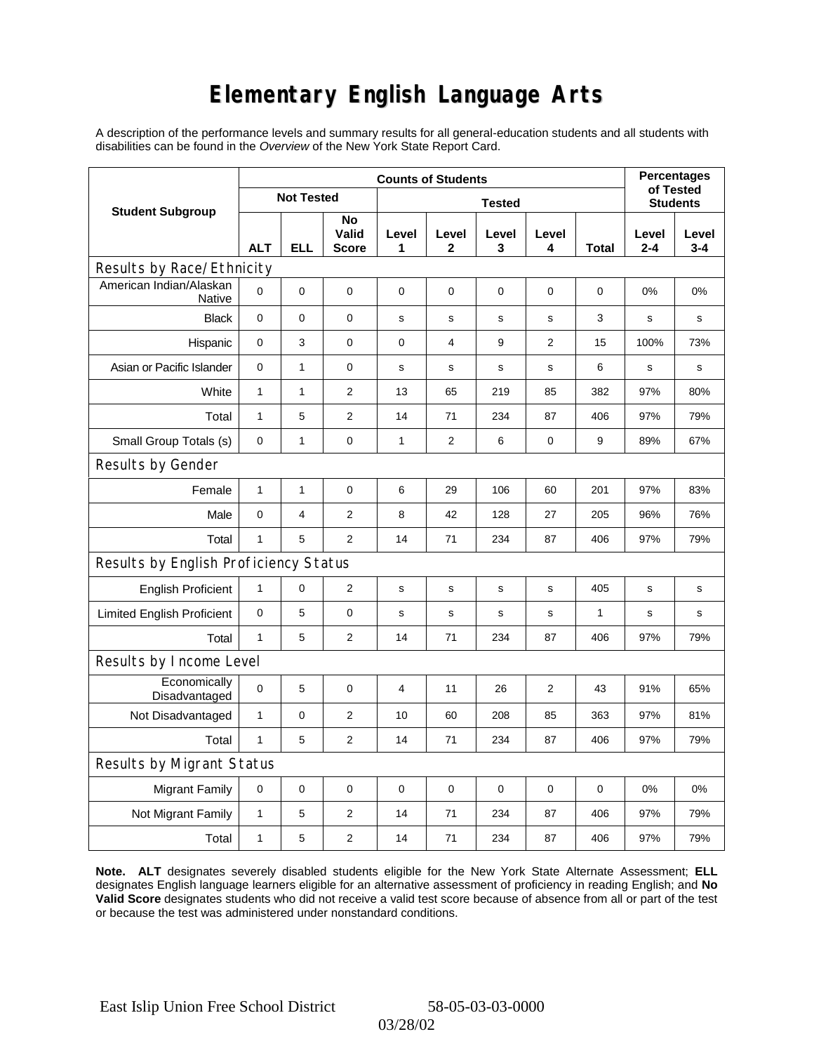# Elementary English Language Arts

A description of the performance levels and summary results for all general-education students and all students with disabilities can be found in the *Overview* of the New York State Report Card.

| Student Subgroup | Counts of Students | | | | | | | | Percentages of Tested Students | |
|---|---|---|---|---|---|---|---|---|---|---|
| | Not Tested | | | Tested | | | | | | |
| | ALT | ELL | No Valid Score | Level 1 | Level 2 | Level 3 | Level 4 | Total | Level 2-4 | Level 3-4 |
| **Results by Race/Ethnicity** | | | | | | | | | | |
| American Indian/Alaskan Native | 0 | 0 | 0 | 0 | 0 | 0 | 0 | 0 | 0% | 0% |
| Black | 0 | 0 | 0 | s | s | s | s | 3 | s | s |
| Hispanic | 0 | 3 | 0 | 0 | 4 | 9 | 2 | 15 | 100% | 73% |
| Asian or Pacific Islander | 0 | 1 | 0 | s | s | s | s | 6 | s | s |
| White | 1 | 1 | 2 | 13 | 65 | 219 | 85 | 382 | 97% | 80% |
| Total | 1 | 5 | 2 | 14 | 71 | 234 | 87 | 406 | 97% | 79% |
| Small Group Totals (s) | 0 | 1 | 0 | 1 | 2 | 6 | 0 | 9 | 89% | 67% |
| **Results by Gender** | | | | | | | | | | |
| Female | 1 | 1 | 0 | 6 | 29 | 106 | 60 | 201 | 97% | 83% |
| Male | 0 | 4 | 2 | 8 | 42 | 128 | 27 | 205 | 96% | 76% |
| Total | 1 | 5 | 2 | 14 | 71 | 234 | 87 | 406 | 97% | 79% |
| **Results by English Proficiency Status** | | | | | | | | | | |
| English Proficient | 1 | 0 | 2 | s | s | s | s | 405 | s | s |
| Limited English Proficient | 0 | 5 | 0 | s | s | s | s | 1 | s | s |
| Total | 1 | 5 | 2 | 14 | 71 | 234 | 87 | 406 | 97% | 79% |
| **Results by Income Level** | | | | | | | | | | |
| Economically Disadvantaged | 0 | 5 | 0 | 4 | 11 | 26 | 2 | 43 | 91% | 65% |
| Not Disadvantaged | 1 | 0 | 2 | 10 | 60 | 208 | 85 | 363 | 97% | 81% |
| Total | 1 | 5 | 2 | 14 | 71 | 234 | 87 | 406 | 97% | 79% |
| **Results by Migrant Status** | | | | | | | | | | |
| Migrant Family | 0 | 0 | 0 | 0 | 0 | 0 | 0 | 0 | 0% | 0% |
| Not Migrant Family | 1 | 5 | 2 | 14 | 71 | 234 | 87 | 406 | 97% | 79% |
| Total | 1 | 5 | 2 | 14 | 71 | 234 | 87 | 406 | 97% | 79% |

**Note. ALT** designates severely disabled students eligible for the New York State Alternate Assessment; **ELL** designates English language learners eligible for an alternative assessment of proficiency in reading English; and **No Valid Score** designates students who did not receive a valid test score because of absence from all or part of the test or because the test was administered under nonstandard conditions.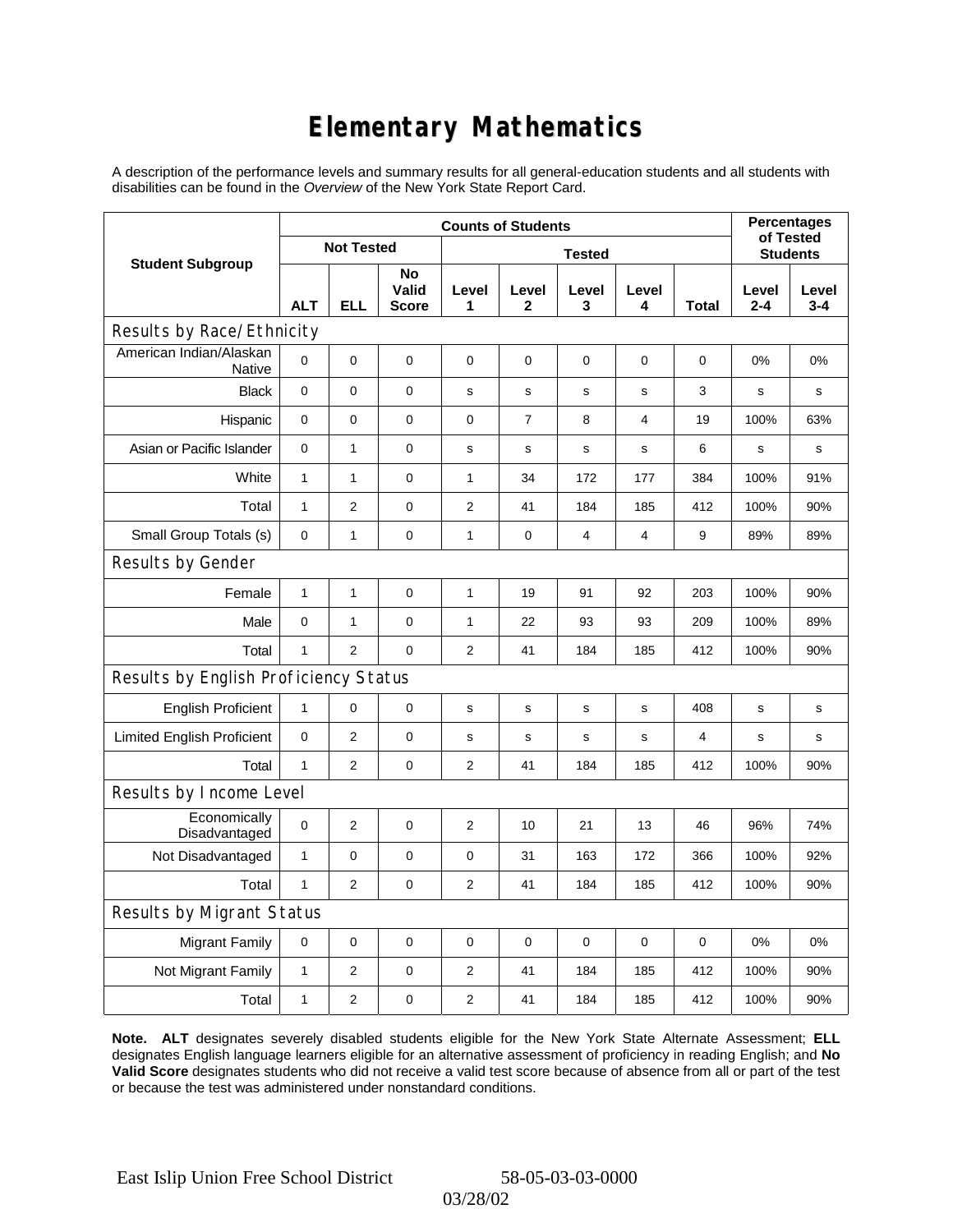# Elementary Mathematics

A description of the performance levels and summary results for all general-education students and all students with disabilities can be found in the *Overview* of the New York State Report Card.

| Student Subgroup | Counts of Students | | | | | | | | Percentages of Tested Students | |
|---|---|---|---|---|---|---|---|---|---|---|
| | Not Tested | | | Tested | | | | | | |
| | ALT | ELL | No Valid Score | Level 1 | Level 2 | Level 3 | Level 4 | Total | Level 2-4 | Level 3-4 |
| **Results by Race/Ethnicity** | | | | | | | | | | |
| American Indian/Alaskan Native | 0 | 0 | 0 | 0 | 0 | 0 | 0 | 0 | 0% | 0% |
| Black | 0 | 0 | 0 | s | s | s | s | 3 | s | s |
| Hispanic | 0 | 0 | 0 | 0 | 7 | 8 | 4 | 19 | 100% | 63% |
| Asian or Pacific Islander | 0 | 1 | 0 | s | s | s | s | 6 | s | s |
| White | 1 | 1 | 0 | 1 | 34 | 172 | 177 | 384 | 100% | 91% |
| Total | 1 | 2 | 0 | 2 | 41 | 184 | 185 | 412 | 100% | 90% |
| Small Group Totals (s) | 0 | 1 | 0 | 1 | 0 | 4 | 4 | 9 | 89% | 89% |
| **Results by Gender** | | | | | | | | | | |
| Female | 1 | 1 | 0 | 1 | 19 | 91 | 92 | 203 | 100% | 90% |
| Male | 0 | 1 | 0 | 1 | 22 | 93 | 93 | 209 | 100% | 89% |
| Total | 1 | 2 | 0 | 2 | 41 | 184 | 185 | 412 | 100% | 90% |
| **Results by English Proficiency Status** | | | | | | | | | | |
| English Proficient | 1 | 0 | 0 | s | s | s | s | 408 | s | s |
| Limited English Proficient | 0 | 2 | 0 | s | s | s | s | 4 | s | s |
| Total | 1 | 2 | 0 | 2 | 41 | 184 | 185 | 412 | 100% | 90% |
| **Results by Income Level** | | | | | | | | | | |
| Economically Disadvantaged | 0 | 2 | 0 | 2 | 10 | 21 | 13 | 46 | 96% | 74% |
| Not Disadvantaged | 1 | 0 | 0 | 0 | 31 | 163 | 172 | 366 | 100% | 92% |
| Total | 1 | 2 | 0 | 2 | 41 | 184 | 185 | 412 | 100% | 90% |
| **Results by Migrant Status** | | | | | | | | | | |
| Migrant Family | 0 | 0 | 0 | 0 | 0 | 0 | 0 | 0 | 0% | 0% |
| Not Migrant Family | 1 | 2 | 0 | 2 | 41 | 184 | 185 | 412 | 100% | 90% |
| Total | 1 | 2 | 0 | 2 | 41 | 184 | 185 | 412 | 100% | 90% |

**Note. ALT** designates severely disabled students eligible for the New York State Alternate Assessment; **ELL** designates English language learners eligible for an alternative assessment of proficiency in reading English; and **No Valid Score** designates students who did not receive a valid test score because of absence from all or part of the test or because the test was administered under nonstandard conditions.

East Islip Union Free School District 58-05-03-03-0000
03/28/02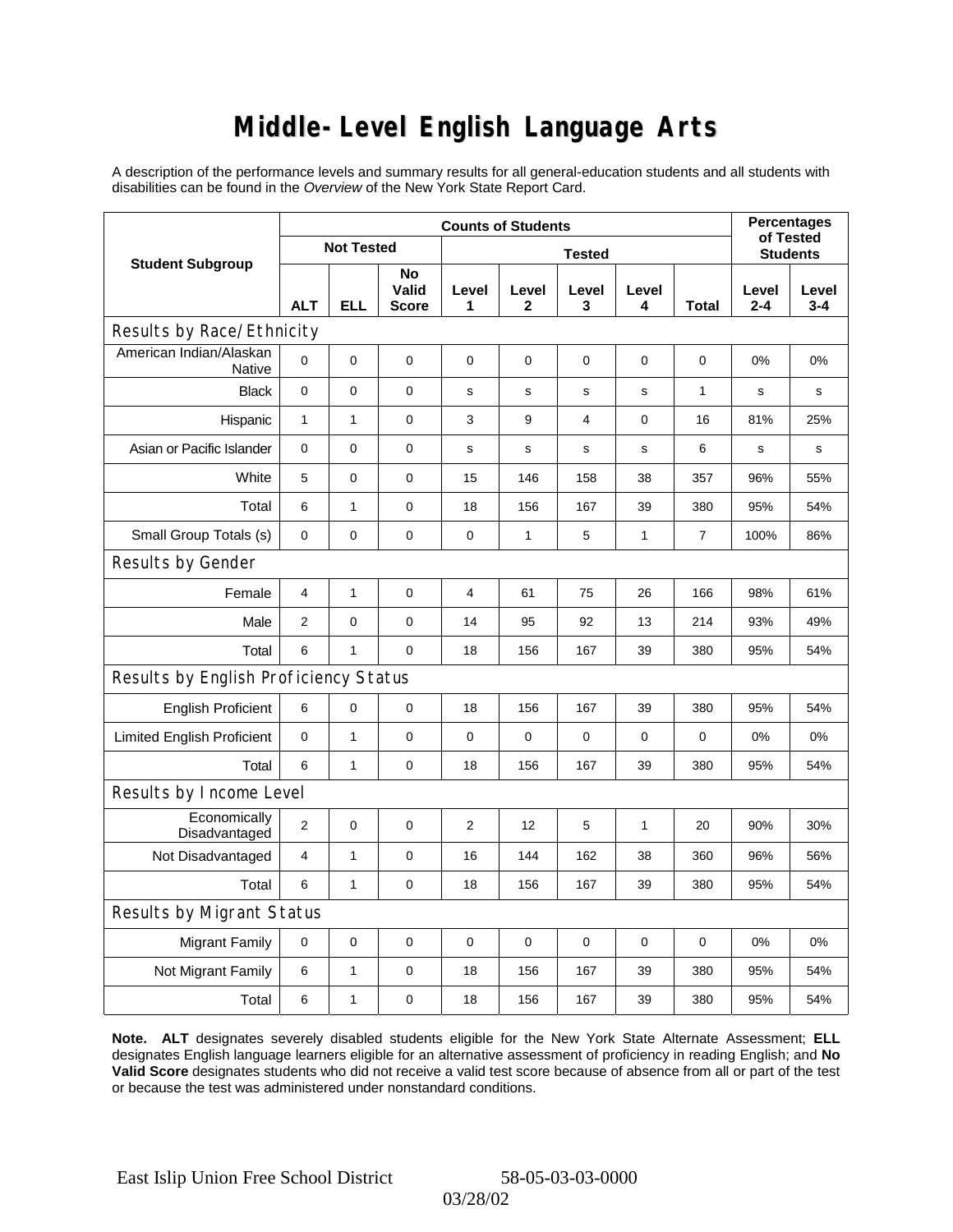# Middle-Level English Language Arts

A description of the performance levels and summary results for all general-education students and all students with disabilities can be found in the *Overview* of the New York State Report Card.

| Student Subgroup | Counts of Students | | | | | | | | Percentages of Tested Students | |
|---|---|---|---|---|---|---|---|---|---|---|
| | Not Tested | | | Tested | | | | | | |
| | ALT | ELL | No Valid Score | Level 1 | Level 2 | Level 3 | Level 4 | Total | Level 2-4 | Level 3-4 |
| **Results by Race/Ethnicity** | | | | | | | | | | |
| American Indian/Alaskan Native | 0 | 0 | 0 | 0 | 0 | 0 | 0 | 0 | 0% | 0% |
| Black | 0 | 0 | 0 | s | s | s | s | 1 | s | s |
| Hispanic | 1 | 1 | 0 | 3 | 9 | 4 | 0 | 16 | 81% | 25% |
| Asian or Pacific Islander | 0 | 0 | 0 | s | s | s | s | 6 | s | s |
| White | 5 | 0 | 0 | 15 | 146 | 158 | 38 | 357 | 96% | 55% |
| Total | 6 | 1 | 0 | 18 | 156 | 167 | 39 | 380 | 95% | 54% |
| Small Group Totals (s) | 0 | 0 | 0 | 0 | 1 | 5 | 1 | 7 | 100% | 86% |
| **Results by Gender** | | | | | | | | | | |
| Female | 4 | 1 | 0 | 4 | 61 | 75 | 26 | 166 | 98% | 61% |
| Male | 2 | 0 | 0 | 14 | 95 | 92 | 13 | 214 | 93% | 49% |
| Total | 6 | 1 | 0 | 18 | 156 | 167 | 39 | 380 | 95% | 54% |
| **Results by English Proficiency Status** | | | | | | | | | | |
| English Proficient | 6 | 0 | 0 | 18 | 156 | 167 | 39 | 380 | 95% | 54% |
| Limited English Proficient | 0 | 1 | 0 | 0 | 0 | 0 | 0 | 0 | 0% | 0% |
| Total | 6 | 1 | 0 | 18 | 156 | 167 | 39 | 380 | 95% | 54% |
| **Results by Income Level** | | | | | | | | | | |
| Economically Disadvantaged | 2 | 0 | 0 | 2 | 12 | 5 | 1 | 20 | 90% | 30% |
| Not Disadvantaged | 4 | 1 | 0 | 16 | 144 | 162 | 38 | 360 | 96% | 56% |
| Total | 6 | 1 | 0 | 18 | 156 | 167 | 39 | 380 | 95% | 54% |
| **Results by Migrant Status** | | | | | | | | | | |
| Migrant Family | 0 | 0 | 0 | 0 | 0 | 0 | 0 | 0 | 0% | 0% |
| Not Migrant Family | 6 | 1 | 0 | 18 | 156 | 167 | 39 | 380 | 95% | 54% |
| Total | 6 | 1 | 0 | 18 | 156 | 167 | 39 | 380 | 95% | 54% |

**Note. ALT** designates severely disabled students eligible for the New York State Alternate Assessment; **ELL** designates English language learners eligible for an alternative assessment of proficiency in reading English; and **No Valid Score** designates students who did not receive a valid test score because of absence from all or part of the test or because the test was administered under nonstandard conditions.

East Islip Union Free School District 58-05-03-03-0000

03/28/02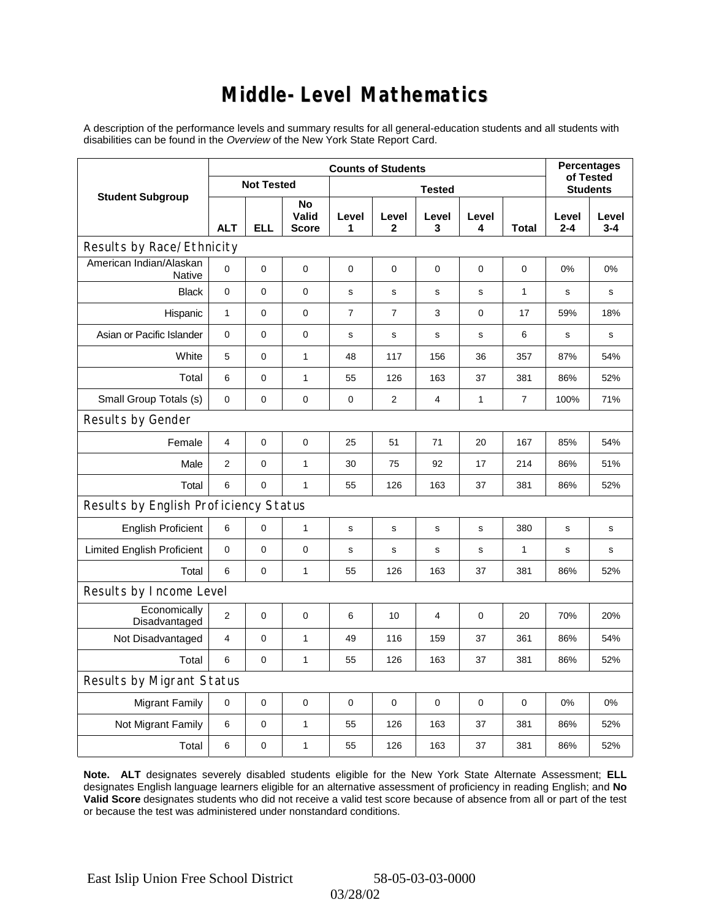# Middle-Level Mathematics

A description of the performance levels and summary results for all general-education students and all students with disabilities can be found in the *Overview* of the New York State Report Card.

| Student Subgroup | Counts of Students | | | | | | | | Percentages of Tested Students | |
|---|---|---|---|---|---|---|---|---|---|---|
| | Not Tested | | | Tested | | | | | | |
| | ALT | ELL | No Valid Score | Level 1 | Level 2 | Level 3 | Level 4 | Total | Level 2-4 | Level 3-4 |
| **Results by Race/Ethnicity** | | | | | | | | | | |
| American Indian/Alaskan Native | 0 | 0 | 0 | 0 | 0 | 0 | 0 | 0 | 0% | 0% |
| Black | 0 | 0 | 0 | s | s | s | s | 1 | s | s |
| Hispanic | 1 | 0 | 0 | 7 | 7 | 3 | 0 | 17 | 59% | 18% |
| Asian or Pacific Islander | 0 | 0 | 0 | s | s | s | s | 6 | s | s |
| White | 5 | 0 | 1 | 48 | 117 | 156 | 36 | 357 | 87% | 54% |
| Total | 6 | 0 | 1 | 55 | 126 | 163 | 37 | 381 | 86% | 52% |
| Small Group Totals (s) | 0 | 0 | 0 | 0 | 2 | 4 | 1 | 7 | 100% | 71% |
| **Results by Gender** | | | | | | | | | | |
| Female | 4 | 0 | 0 | 25 | 51 | 71 | 20 | 167 | 85% | 54% |
| Male | 2 | 0 | 1 | 30 | 75 | 92 | 17 | 214 | 86% | 51% |
| Total | 6 | 0 | 1 | 55 | 126 | 163 | 37 | 381 | 86% | 52% |
| **Results by English Proficiency Status** | | | | | | | | | | |
| English Proficient | 6 | 0 | 1 | s | s | s | s | 380 | s | s |
| Limited English Proficient | 0 | 0 | 0 | s | s | s | s | 1 | s | s |
| Total | 6 | 0 | 1 | 55 | 126 | 163 | 37 | 381 | 86% | 52% |
| **Results by Income Level** | | | | | | | | | | |
| Economically Disadvantaged | 2 | 0 | 0 | 6 | 10 | 4 | 0 | 20 | 70% | 20% |
| Not Disadvantaged | 4 | 0 | 1 | 49 | 116 | 159 | 37 | 361 | 86% | 54% |
| Total | 6 | 0 | 1 | 55 | 126 | 163 | 37 | 381 | 86% | 52% |
| **Results by Migrant Status** | | | | | | | | | | |
| Migrant Family | 0 | 0 | 0 | 0 | 0 | 0 | 0 | 0 | 0% | 0% |
| Not Migrant Family | 6 | 0 | 1 | 55 | 126 | 163 | 37 | 381 | 86% | 52% |
| Total | 6 | 0 | 1 | 55 | 126 | 163 | 37 | 381 | 86% | 52% |

**Note. ALT** designates severely disabled students eligible for the New York State Alternate Assessment; **ELL** designates English language learners eligible for an alternative assessment of proficiency in reading English; and **No Valid Score** designates students who did not receive a valid test score because of absence from all or part of the test or because the test was administered under nonstandard conditions.

East Islip Union Free School District 58-05-03-03-0000

03/28/02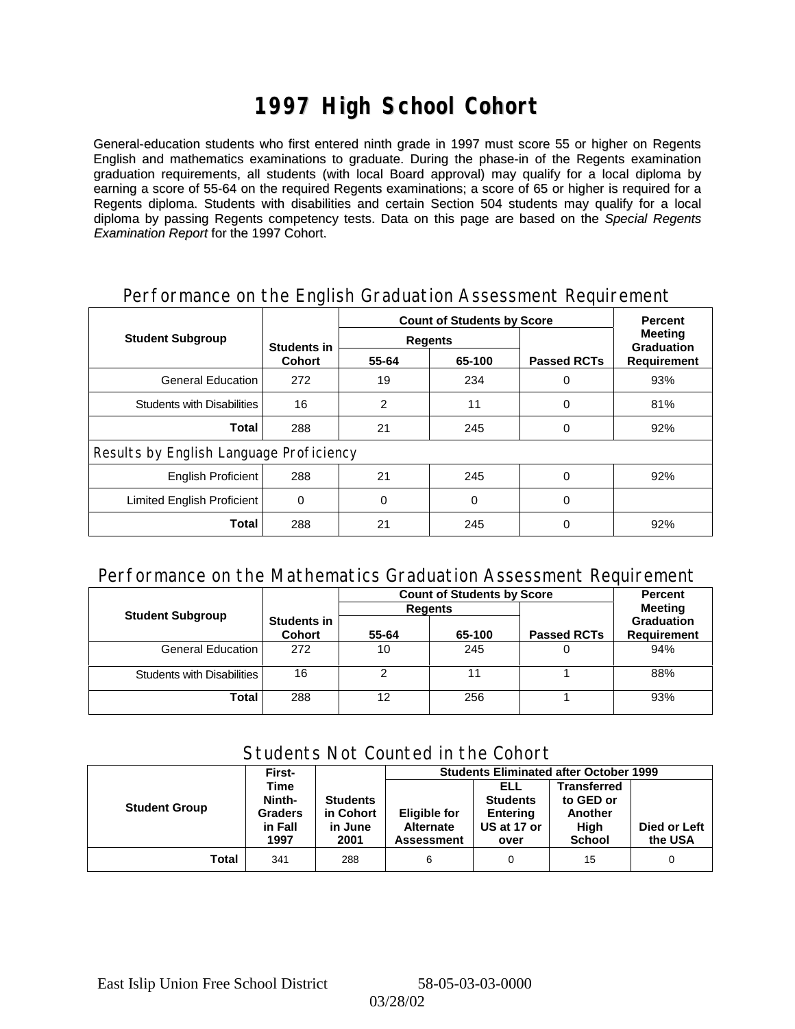# 1997 High School Cohort

General-education students who first entered ninth grade in 1997 must score 55 or higher on Regents English and mathematics examinations to graduate. During the phase-in of the Regents examination graduation requirements, all students (with local Board approval) may qualify for a local diploma by earning a score of 55-64 on the required Regents examinations; a score of 65 or higher is required for a Regents diploma. Students with disabilities and certain Section 504 students may qualify for a local diploma by passing Regents competency tests. Data on this page are based on the *Special Regents Examination Report* for the 1997 Cohort.

## Performance on the English Graduation Assessment Requirement

| Student Subgroup | Students in Cohort | Count of Students by Score | | | Percent Meeting Graduation Requirement |
|---|---|---|---|---|---|
| | | Regents | | | |
| | | 55-64 | 65-100 | Passed RCTs | |
| General Education | 272 | 19 | 234 | 0 | 93% |
| Students with Disabilities | 16 | 2 | 11 | 0 | 81% |
| **Total** | 288 | 21 | 245 | 0 | 92% |
| Results by English Language Proficiency | | | | | |
| English Proficient | 288 | 21 | 245 | 0 | 92% |
| Limited English Proficient | 0 | 0 | 0 | 0 | |
| **Total** | 288 | 21 | 245 | 0 | 92% |

## Performance on the Mathematics Graduation Assessment Requirement

| Student Subgroup | Students in Cohort | Count of Students by Score | | | Percent Meeting Graduation Requirement |
|---|---|---|---|---|---|
| | | Regents | | | |
| | | 55-64 | 65-100 | Passed RCTs | |
| General Education | 272 | 10 | 245 | 0 | 94% |
| Students with Disabilities | 16 | 2 | 11 | 1 | 88% |
| **Total** | 288 | 12 | 256 | 1 | 93% |

## Students Not Counted in the Cohort

| Student Group | First-Time Ninth-Graders in Fall 1997 | Students in Cohort in June 2001 | Students Eliminated after October 1999 | | | |
|---|---|---|---|---|---|---|
| | | | Eligible for Alternate Assessment | ELL Students Entering US at 17 or over | Transferred to GED or Another High School | Died or Left the USA |
| **Total** | 341 | 288 | 6 | 0 | 15 | 0 |

East Islip Union Free School District 58-05-03-03-0000

03/28/02